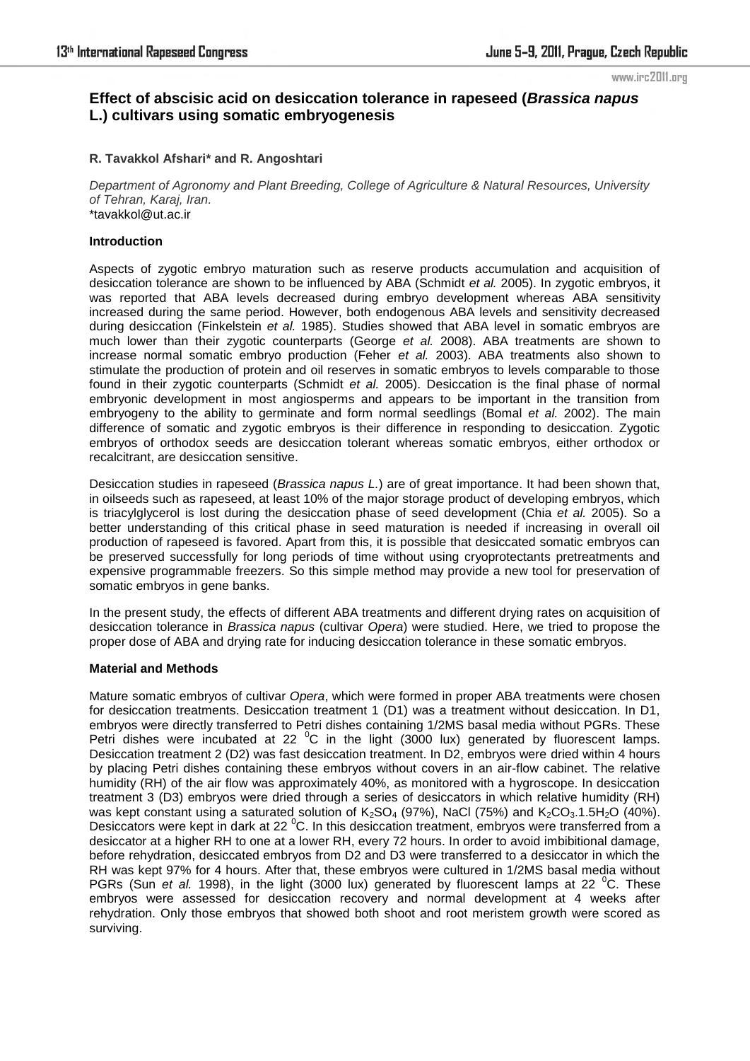# Effect of abscisic acid on desiccation tolerance in rapeseed (*Brassica napus* L.) cultivars using somatic embryogenesis

**R. Tavakkol Afshari\* and R. Angoshtari**

*Department of Agronomy and Plant Breeding, College of Agriculture & Natural Resources, University of Tehran, Karaj, Iran.*
\*tavakkol@ut.ac.ir

### Introduction

Aspects of zygotic embryo maturation such as reserve products accumulation and acquisition of desiccation tolerance are shown to be influenced by ABA (Schmidt *et al.* 2005). In zygotic embryos, it was reported that ABA levels decreased during embryo development whereas ABA sensitivity increased during the same period. However, both endogenous ABA levels and sensitivity decreased during desiccation (Finkelstein *et al.* 1985). Studies showed that ABA level in somatic embryos are much lower than their zygotic counterparts (George *et al.* 2008). ABA treatments are shown to increase normal somatic embryo production (Feher *et al.* 2003). ABA treatments also shown to stimulate the production of protein and oil reserves in somatic embryos to levels comparable to those found in their zygotic counterparts (Schmidt *et al.* 2005). Desiccation is the final phase of normal embryonic development in most angiosperms and appears to be important in the transition from embryogeny to the ability to germinate and form normal seedlings (Bomal *et al.* 2002). The main difference of somatic and zygotic embryos is their difference in responding to desiccation. Zygotic embryos of orthodox seeds are desiccation tolerant whereas somatic embryos, either orthodox or recalcitrant, are desiccation sensitive.

Desiccation studies in rapeseed (*Brassica napus L.*) are of great importance. It had been shown that, in oilseeds such as rapeseed, at least 10% of the major storage product of developing embryos, which is triacylglycerol is lost during the desiccation phase of seed development (Chia *et al.* 2005). So a better understanding of this critical phase in seed maturation is needed if increasing in overall oil production of rapeseed is favored. Apart from this, it is possible that desiccated somatic embryos can be preserved successfully for long periods of time without using cryoprotectants pretreatments and expensive programmable freezers. So this simple method may provide a new tool for preservation of somatic embryos in gene banks.

In the present study, the effects of different ABA treatments and different drying rates on acquisition of desiccation tolerance in *Brassica napus* (cultivar *Opera*) were studied. Here, we tried to propose the proper dose of ABA and drying rate for inducing desiccation tolerance in these somatic embryos.

### Material and Methods

Mature somatic embryos of cultivar *Opera*, which were formed in proper ABA treatments were chosen for desiccation treatments. Desiccation treatment 1 (D1) was a treatment without desiccation. In D1, embryos were directly transferred to Petri dishes containing 1/2MS basal media without PGRs. These Petri dishes were incubated at 22 $^{0}$C in the light (3000 lux) generated by fluorescent lamps. Desiccation treatment 2 (D2) was fast desiccation treatment. In D2, embryos were dried within 4 hours by placing Petri dishes containing these embryos without covers in an air-flow cabinet. The relative humidity (RH) of the air flow was approximately 40%, as monitored with a hygroscope. In desiccation treatment 3 (D3) embryos were dried through a series of desiccators in which relative humidity (RH) was kept constant using a saturated solution of $K_2SO_4$ (97%), NaCl (75%) and $K_2CO_3.1.5H_2O$ (40%). Desiccators were kept in dark at 22 $^{0}$C. In this desiccation treatment, embryos were transferred from a desiccator at a higher RH to one at a lower RH, every 72 hours. In order to avoid imbibitional damage, before rehydration, desiccated embryos from D2 and D3 were transferred to a desiccator in which the RH was kept 97% for 4 hours. After that, these embryos were cultured in 1/2MS basal media without PGRs (Sun *et al.* 1998), in the light (3000 lux) generated by fluorescent lamps at 22 $^{0}$C. These embryos were assessed for desiccation recovery and normal development at 4 weeks after rehydration. Only those embryos that showed both shoot and root meristem growth were scored as surviving.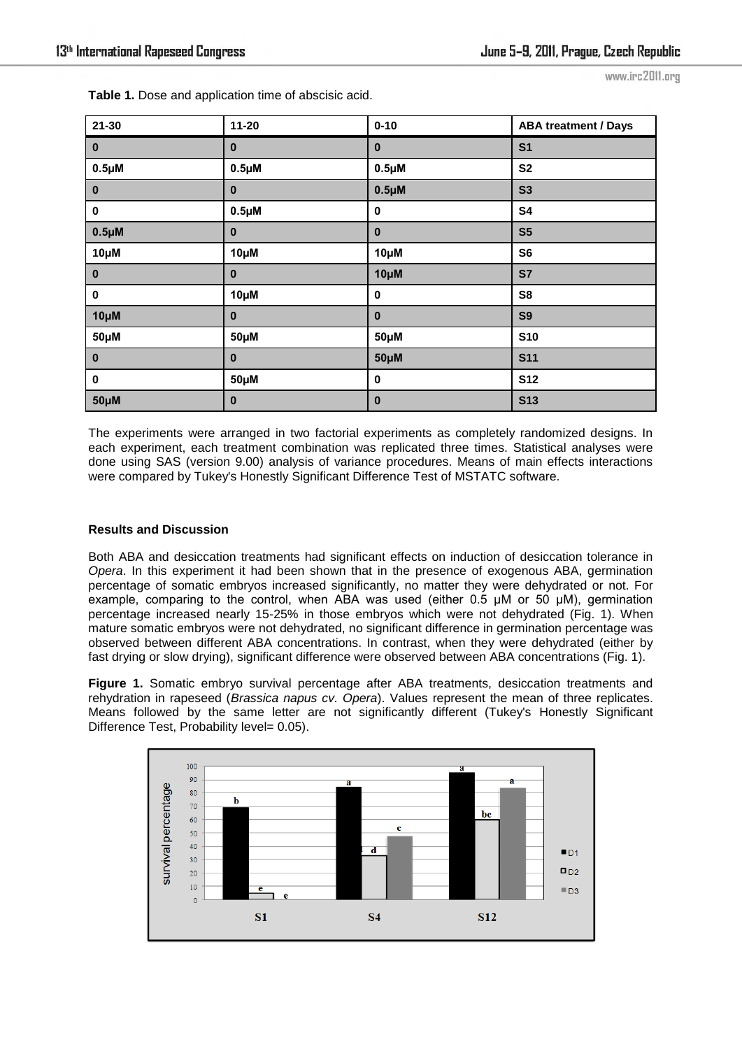**Table 1.** Dose and application time of abscisic acid.

| 21-30 | 11-20 | 0-10 | ABA treatment / Days |
|---|---|---|---|
| 0 | 0 | 0 | S1 |
| 0.5µM | 0.5µM | 0.5µM | S2 |
| 0 | 0 | 0.5µM | S3 |
| 0 | 0.5µM | 0 | S4 |
| 0.5µM | 0 | 0 | S5 |
| 10µM | 10µM | 10µM | S6 |
| 0 | 0 | 10µM | S7 |
| 0 | 10µM | 0 | S8 |
| 10µM | 0 | 0 | S9 |
| 50µM | 50µM | 50µM | S10 |
| 0 | 0 | 50µM | S11 |
| 0 | 50µM | 0 | S12 |
| 50µM | 0 | 0 | S13 |

The experiments were arranged in two factorial experiments as completely randomized designs. In each experiment, each treatment combination was replicated three times. Statistical analyses were done using SAS (version 9.00) analysis of variance procedures. Means of main effects interactions were compared by Tukey's Honestly Significant Difference Test of MSTATC software.

### Results and Discussion

Both ABA and desiccation treatments had significant effects on induction of desiccation tolerance in *Opera*. In this experiment it had been shown that in the presence of exogenous ABA, germination percentage of somatic embryos increased significantly, no matter they were dehydrated or not. For example, comparing to the control, when ABA was used (either 0.5 µM or 50 µM), germination percentage increased nearly 15-25% in those embryos which were not dehydrated (Fig. 1). When mature somatic embryos were not dehydrated, no significant difference in germination percentage was observed between different ABA concentrations. In contrast, when they were dehydrated (either by fast drying or slow drying), significant difference were observed between ABA concentrations (Fig. 1).

**Figure 1.** Somatic embryo survival percentage after ABA treatments, desiccation treatments and rehydration in rapeseed (*Brassica napus cv. Opera*). Values represent the mean of three replicates. Means followed by the same letter are not significantly different (Tukey's Honestly Significant Difference Test, Probability level= 0.05).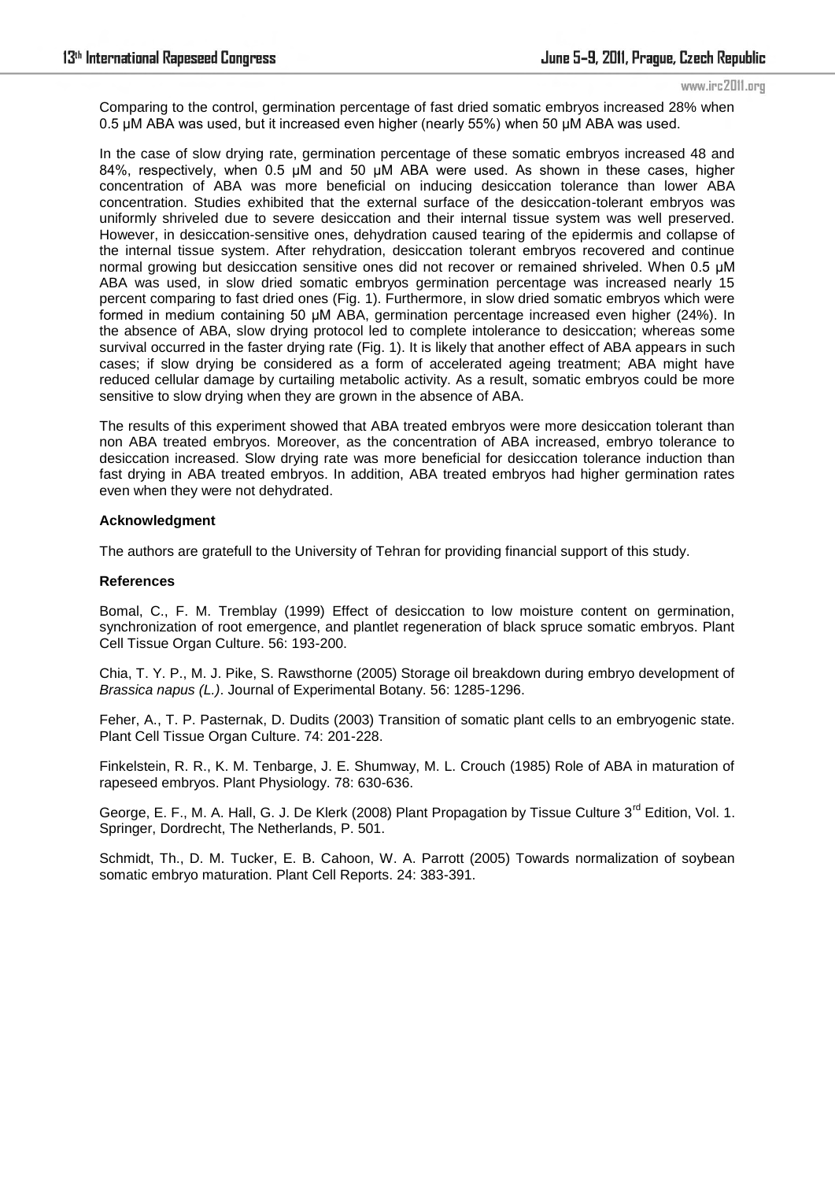Comparing to the control, germination percentage of fast dried somatic embryos increased 28% when 0.5 µM ABA was used, but it increased even higher (nearly 55%) when 50 µM ABA was used.

In the case of slow drying rate, germination percentage of these somatic embryos increased 48 and 84%, respectively, when 0.5 µM and 50 µM ABA were used. As shown in these cases, higher concentration of ABA was more beneficial on inducing desiccation tolerance than lower ABA concentration. Studies exhibited that the external surface of the desiccation-tolerant embryos was uniformly shriveled due to severe desiccation and their internal tissue system was well preserved. However, in desiccation-sensitive ones, dehydration caused tearing of the epidermis and collapse of the internal tissue system. After rehydration, desiccation tolerant embryos recovered and continue normal growing but desiccation sensitive ones did not recover or remained shriveled. When 0.5 µM ABA was used, in slow dried somatic embryos germination percentage was increased nearly 15 percent comparing to fast dried ones (Fig. 1). Furthermore, in slow dried somatic embryos which were formed in medium containing 50 µM ABA, germination percentage increased even higher (24%). In the absence of ABA, slow drying protocol led to complete intolerance to desiccation; whereas some survival occurred in the faster drying rate (Fig. 1). It is likely that another effect of ABA appears in such cases; if slow drying be considered as a form of accelerated ageing treatment; ABA might have reduced cellular damage by curtailing metabolic activity. As a result, somatic embryos could be more sensitive to slow drying when they are grown in the absence of ABA.

The results of this experiment showed that ABA treated embryos were more desiccation tolerant than non ABA treated embryos. Moreover, as the concentration of ABA increased, embryo tolerance to desiccation increased. Slow drying rate was more beneficial for desiccation tolerance induction than fast drying in ABA treated embryos. In addition, ABA treated embryos had higher germination rates even when they were not dehydrated.

**Acknowledgment**

The authors are gratefull to the University of Tehran for providing financial support of this study.

**References**

Bomal, C., F. M. Tremblay (1999) Effect of desiccation to low moisture content on germination, synchronization of root emergence, and plantlet regeneration of black spruce somatic embryos. Plant Cell Tissue Organ Culture. 56: 193-200.

Chia, T. Y. P., M. J. Pike, S. Rawsthorne (2005) Storage oil breakdown during embryo development of *Brassica napus (L.)*. Journal of Experimental Botany. 56: 1285-1296.

Feher, A., T. P. Pasternak, D. Dudits (2003) Transition of somatic plant cells to an embryogenic state. Plant Cell Tissue Organ Culture. 74: 201-228.

Finkelstein, R. R., K. M. Tenbarge, J. E. Shumway, M. L. Crouch (1985) Role of ABA in maturation of rapeseed embryos. Plant Physiology. 78: 630-636.

George, E. F., M. A. Hall, G. J. De Klerk (2008) Plant Propagation by Tissue Culture 3rd Edition, Vol. 1. Springer, Dordrecht, The Netherlands, P. 501.

Schmidt, Th., D. M. Tucker, E. B. Cahoon, W. A. Parrott (2005) Towards normalization of soybean somatic embryo maturation. Plant Cell Reports. 24: 383-391.